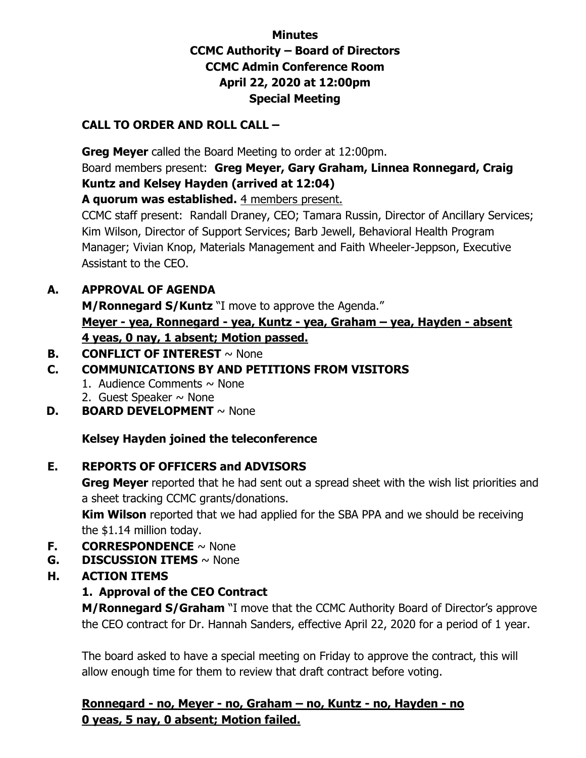**Minutes**
**CCMC Authority – Board of Directors**
**CCMC Admin Conference Room**
**April 22, 2020 at 12:00pm**
**Special Meeting**

**CALL TO ORDER AND ROLL CALL –**

**Greg Meyer** called the Board Meeting to order at 12:00pm.
Board members present: **Greg Meyer, Gary Graham, Linnea Ronnegard, Craig Kuntz and Kelsey Hayden (arrived at 12:04)**
**A quorum was established.** 4 members present.
CCMC staff present: Randall Draney, CEO; Tamara Russin, Director of Ancillary Services; Kim Wilson, Director of Support Services; Barb Jewell, Behavioral Health Program Manager; Vivian Knop, Materials Management and Faith Wheeler-Jeppson, Executive Assistant to the CEO.

**A. APPROVAL OF AGENDA**

**M/Ronnegard S/Kuntz** "I move to approve the Agenda."
**Meyer - yea, Ronnegard - yea, Kuntz - yea, Graham – yea, Hayden - absent**
**4 yeas, 0 nay, 1 absent; Motion passed.**

**B. CONFLICT OF INTEREST** ~ None

**C. COMMUNICATIONS BY AND PETITIONS FROM VISITORS**

1. Audience Comments ~ None
2. Guest Speaker ~ None

**D. BOARD DEVELOPMENT** ~ None

**Kelsey Hayden joined the teleconference**

**E. REPORTS OF OFFICERS and ADVISORS**

**Greg Meyer** reported that he had sent out a spread sheet with the wish list priorities and a sheet tracking CCMC grants/donations.
**Kim Wilson** reported that we had applied for the SBA PPA and we should be receiving the $1.14 million today.

**F. CORRESPONDENCE** ~ None

**G. DISCUSSION ITEMS** ~ None

**H. ACTION ITEMS**

**1. Approval of the CEO Contract**

**M/Ronnegard S/Graham** "I move that the CCMC Authority Board of Director's approve the CEO contract for Dr. Hannah Sanders, effective April 22, 2020 for a period of 1 year.

The board asked to have a special meeting on Friday to approve the contract, this will allow enough time for them to review that draft contract before voting.

**Ronnegard - no, Meyer - no, Graham – no, Kuntz - no, Hayden - no**
**0 yeas, 5 nay, 0 absent; Motion failed.**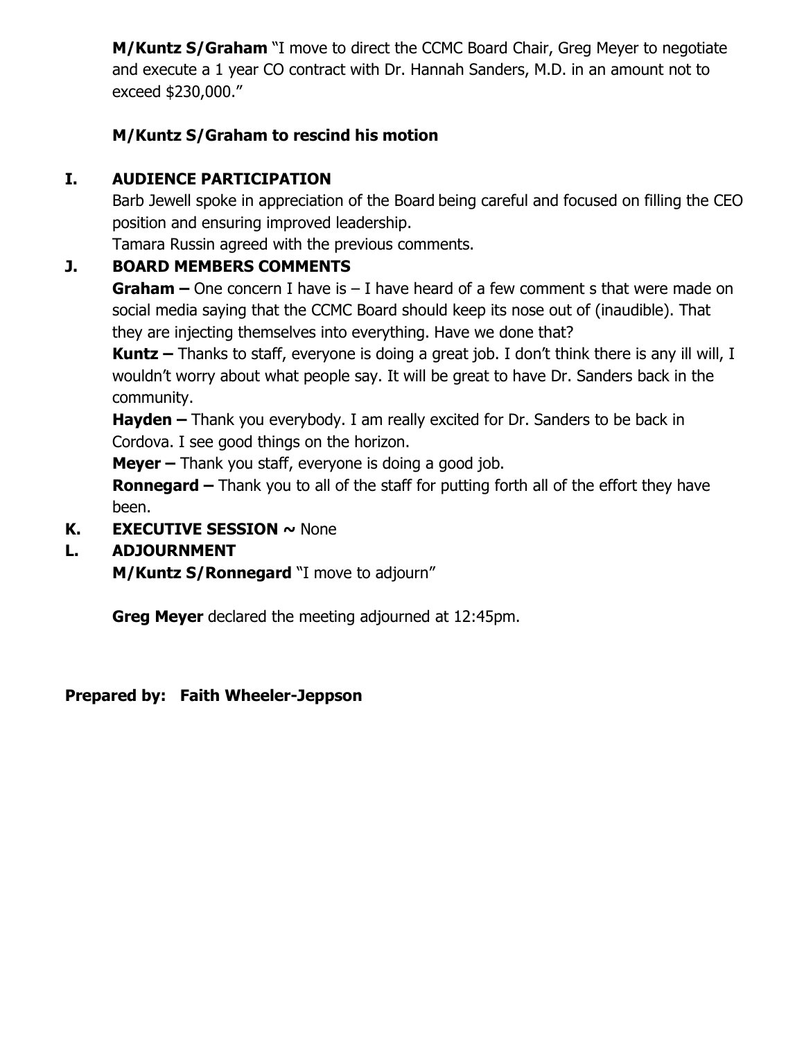**M/Kuntz S/Graham** "I move to direct the CCMC Board Chair, Greg Meyer to negotiate and execute a 1 year CO contract with Dr. Hannah Sanders, M.D. in an amount not to exceed $230,000."

**M/Kuntz S/Graham to rescind his motion**

## I. AUDIENCE PARTICIPATION

Barb Jewell spoke in appreciation of the Board being careful and focused on filling the CEO position and ensuring improved leadership.

Tamara Russin agreed with the previous comments.

## J. BOARD MEMBERS COMMENTS

**Graham –** One concern I have is – I have heard of a few comment s that were made on social media saying that the CCMC Board should keep its nose out of (inaudible). That they are injecting themselves into everything. Have we done that?

**Kuntz –** Thanks to staff, everyone is doing a great job. I don't think there is any ill will, I wouldn't worry about what people say. It will be great to have Dr. Sanders back in the community.

**Hayden –** Thank you everybody. I am really excited for Dr. Sanders to be back in Cordova. I see good things on the horizon.

**Meyer –** Thank you staff, everyone is doing a good job.

**Ronnegard –** Thank you to all of the staff for putting forth all of the effort they have been.

## K. EXECUTIVE SESSION ~ None

## L. ADJOURNMENT

**M/Kuntz S/Ronnegard** "I move to adjourn"

**Greg Meyer** declared the meeting adjourned at 12:45pm.

**Prepared by: Faith Wheeler-Jeppson**